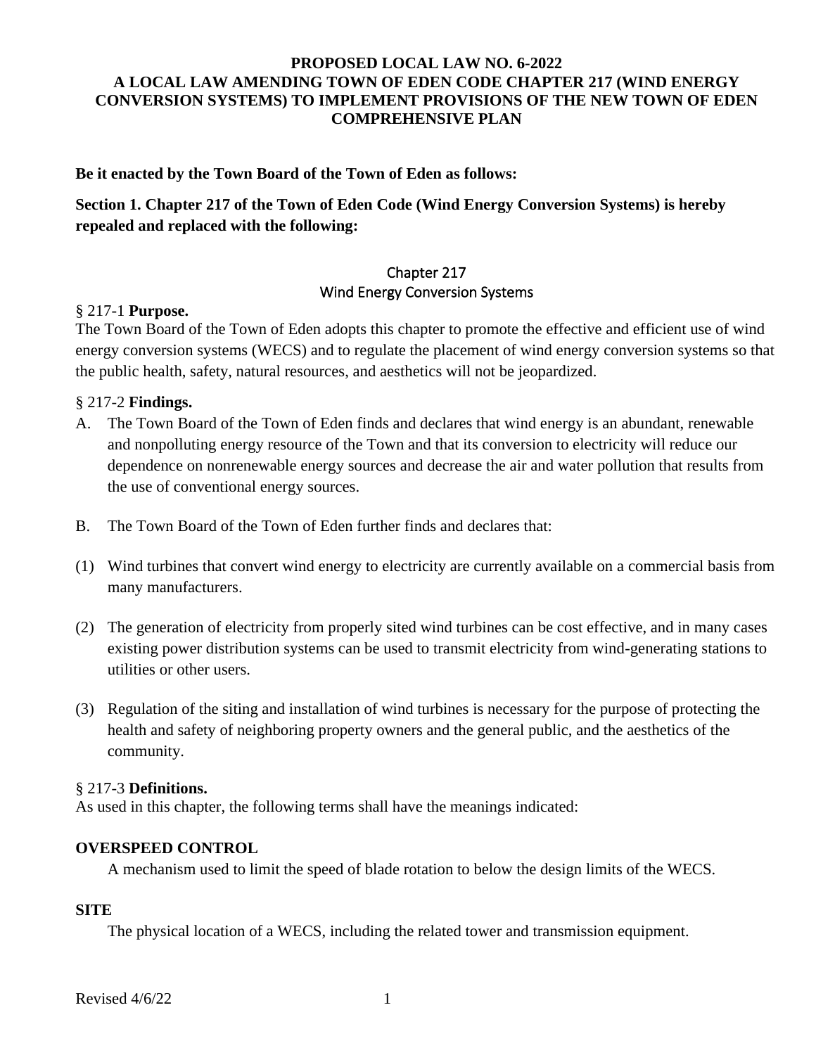# PROPOSED LOCAL LAW NO. 6-2022
# A LOCAL LAW AMENDING TOWN OF EDEN CODE CHAPTER 217 (WIND ENERGY CONVERSION SYSTEMS) TO IMPLEMENT PROVISIONS OF THE NEW TOWN OF EDEN COMPREHENSIVE PLAN

**Be it enacted by the Town Board of the Town of Eden as follows:**

**Section 1. Chapter 217 of the Town of Eden Code (Wind Energy Conversion Systems) is hereby repealed and replaced with the following:**

## Chapter 217
## Wind Energy Conversion Systems

§ 217-1 **Purpose.**

The Town Board of the Town of Eden adopts this chapter to promote the effective and efficient use of wind energy conversion systems (WECS) and to regulate the placement of wind energy conversion systems so that the public health, safety, natural resources, and aesthetics will not be jeopardized.

§ 217-2 **Findings.**

A. The Town Board of the Town of Eden finds and declares that wind energy is an abundant, renewable and nonpolluting energy resource of the Town and that its conversion to electricity will reduce our dependence on nonrenewable energy sources and decrease the air and water pollution that results from the use of conventional energy sources.

B. The Town Board of the Town of Eden further finds and declares that:

(1) Wind turbines that convert wind energy to electricity are currently available on a commercial basis from many manufacturers.

(2) The generation of electricity from properly sited wind turbines can be cost effective, and in many cases existing power distribution systems can be used to transmit electricity from wind-generating stations to utilities or other users.

(3) Regulation of the siting and installation of wind turbines is necessary for the purpose of protecting the health and safety of neighboring property owners and the general public, and the aesthetics of the community.

§ 217-3 **Definitions.**

As used in this chapter, the following terms shall have the meanings indicated:

**OVERSPEED CONTROL**

A mechanism used to limit the speed of blade rotation to below the design limits of the WECS.

**SITE**

The physical location of a WECS, including the related tower and transmission equipment.

Revised 4/6/22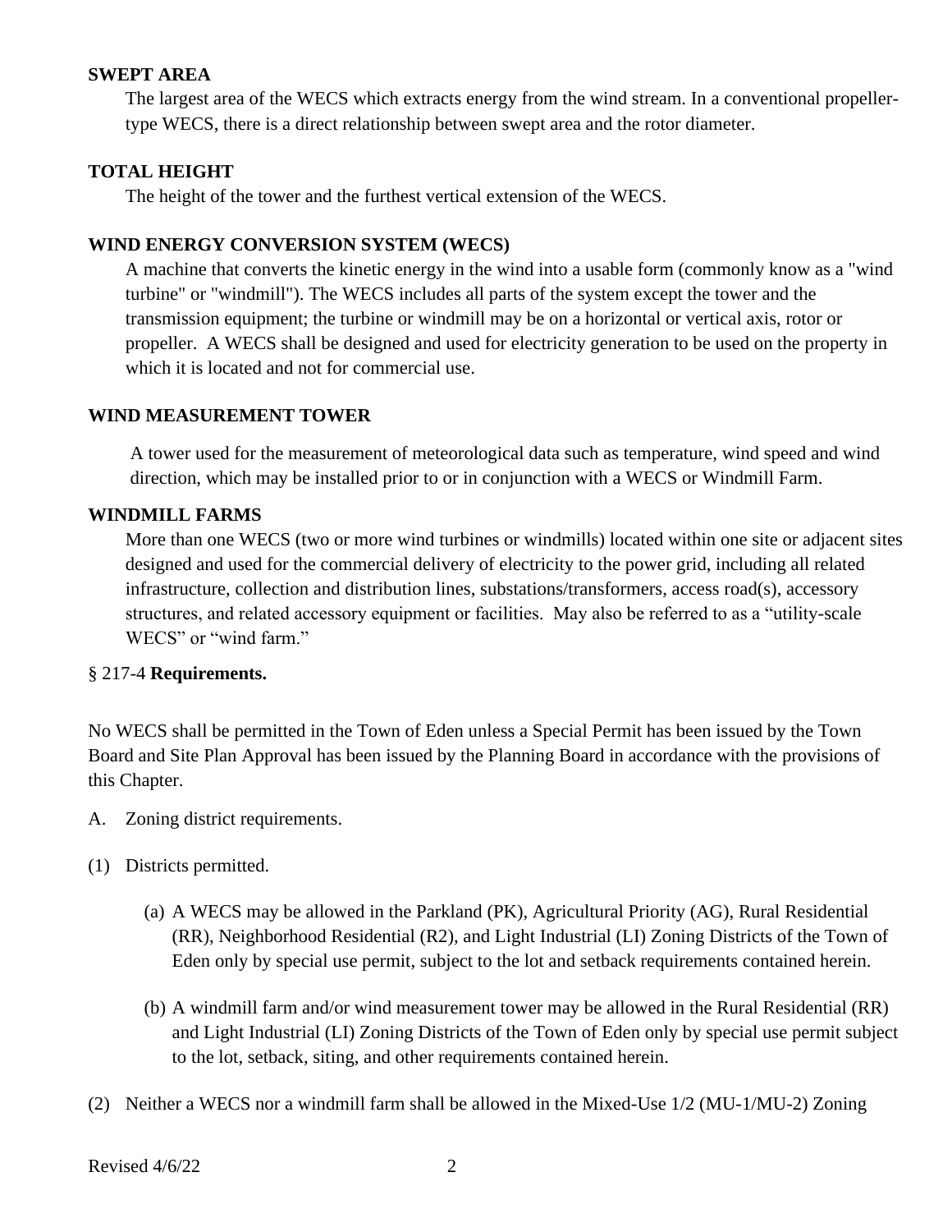**SWEPT AREA**

The largest area of the WECS which extracts energy from the wind stream. In a conventional propeller-type WECS, there is a direct relationship between swept area and the rotor diameter.

**TOTAL HEIGHT**

The height of the tower and the furthest vertical extension of the WECS.

**WIND ENERGY CONVERSION SYSTEM (WECS)**

A machine that converts the kinetic energy in the wind into a usable form (commonly know as a "wind turbine" or "windmill"). The WECS includes all parts of the system except the tower and the transmission equipment; the turbine or windmill may be on a horizontal or vertical axis, rotor or propeller. A WECS shall be designed and used for electricity generation to be used on the property in which it is located and not for commercial use.

**WIND MEASUREMENT TOWER**

A tower used for the measurement of meteorological data such as temperature, wind speed and wind direction, which may be installed prior to or in conjunction with a WECS or Windmill Farm.

**WINDMILL FARMS**

More than one WECS (two or more wind turbines or windmills) located within one site or adjacent sites designed and used for the commercial delivery of electricity to the power grid, including all related infrastructure, collection and distribution lines, substations/transformers, access road(s), accessory structures, and related accessory equipment or facilities. May also be referred to as a “utility-scale WECS” or “wind farm.”

§ 217-4 **Requirements.**

No WECS shall be permitted in the Town of Eden unless a Special Permit has been issued by the Town Board and Site Plan Approval has been issued by the Planning Board in accordance with the provisions of this Chapter.

A. Zoning district requirements.

(1) Districts permitted.

(a) A WECS may be allowed in the Parkland (PK), Agricultural Priority (AG), Rural Residential (RR), Neighborhood Residential (R2), and Light Industrial (LI) Zoning Districts of the Town of Eden only by special use permit, subject to the lot and setback requirements contained herein.

(b) A windmill farm and/or wind measurement tower may be allowed in the Rural Residential (RR) and Light Industrial (LI) Zoning Districts of the Town of Eden only by special use permit subject to the lot, setback, siting, and other requirements contained herein.

(2) Neither a WECS nor a windmill farm shall be allowed in the Mixed-Use 1/2 (MU-1/MU-2) Zoning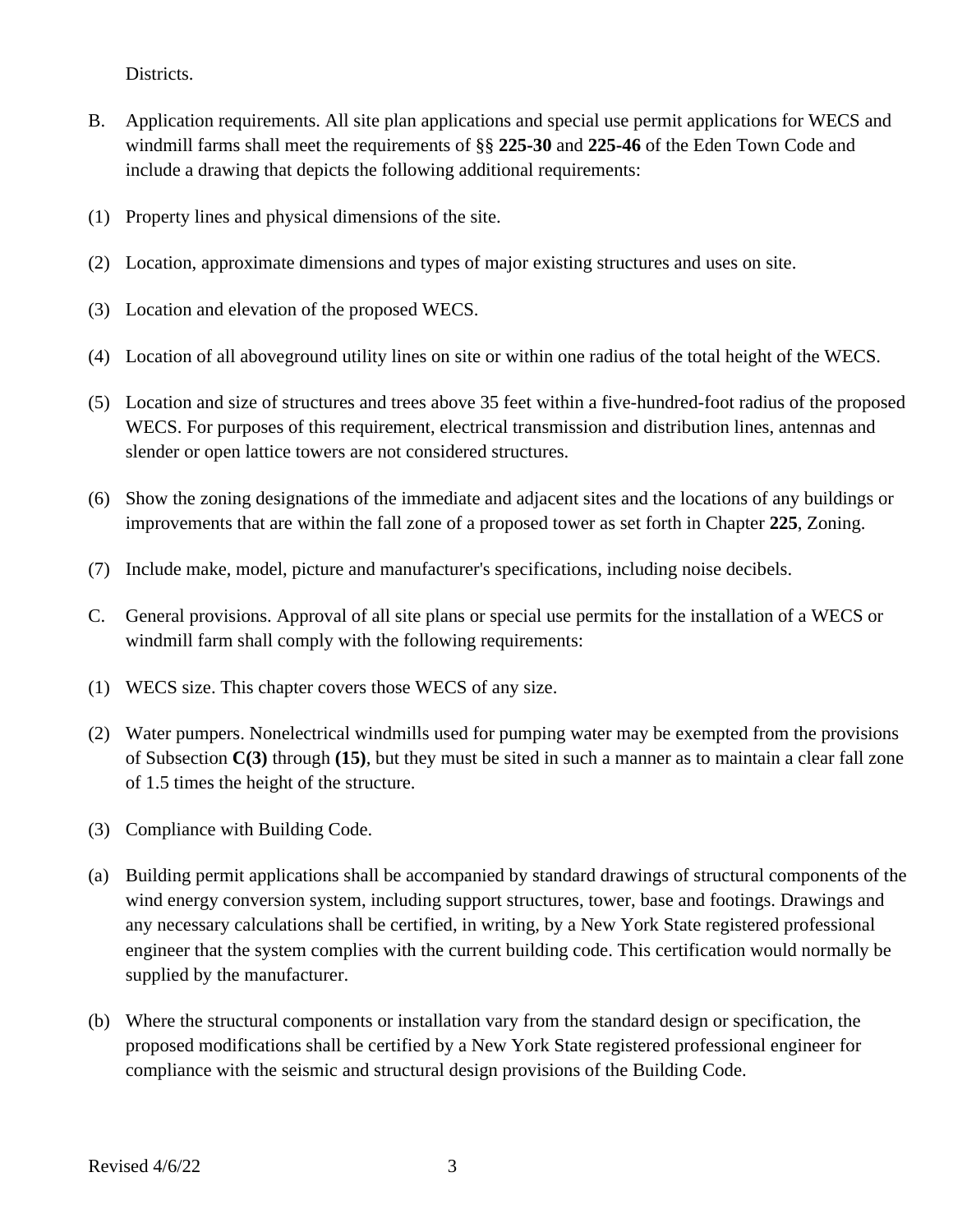Districts.

B. Application requirements. All site plan applications and special use permit applications for WECS and windmill farms shall meet the requirements of §§ **225-30** and **225-46** of the Eden Town Code and include a drawing that depicts the following additional requirements:

(1) Property lines and physical dimensions of the site.

(2) Location, approximate dimensions and types of major existing structures and uses on site.

(3) Location and elevation of the proposed WECS.

(4) Location of all aboveground utility lines on site or within one radius of the total height of the WECS.

(5) Location and size of structures and trees above 35 feet within a five-hundred-foot radius of the proposed WECS. For purposes of this requirement, electrical transmission and distribution lines, antennas and slender or open lattice towers are not considered structures.

(6) Show the zoning designations of the immediate and adjacent sites and the locations of any buildings or improvements that are within the fall zone of a proposed tower as set forth in Chapter **225**, Zoning.

(7) Include make, model, picture and manufacturer's specifications, including noise decibels.

C. General provisions. Approval of all site plans or special use permits for the installation of a WECS or windmill farm shall comply with the following requirements:

(1) WECS size. This chapter covers those WECS of any size.

(2) Water pumpers. Nonelectrical windmills used for pumping water may be exempted from the provisions of Subsection **C(3)** through **(15)**, but they must be sited in such a manner as to maintain a clear fall zone of 1.5 times the height of the structure.

(3) Compliance with Building Code.

(a) Building permit applications shall be accompanied by standard drawings of structural components of the wind energy conversion system, including support structures, tower, base and footings. Drawings and any necessary calculations shall be certified, in writing, by a New York State registered professional engineer that the system complies with the current building code. This certification would normally be supplied by the manufacturer.

(b) Where the structural components or installation vary from the standard design or specification, the proposed modifications shall be certified by a New York State registered professional engineer for compliance with the seismic and structural design provisions of the Building Code.

Revised 4/6/22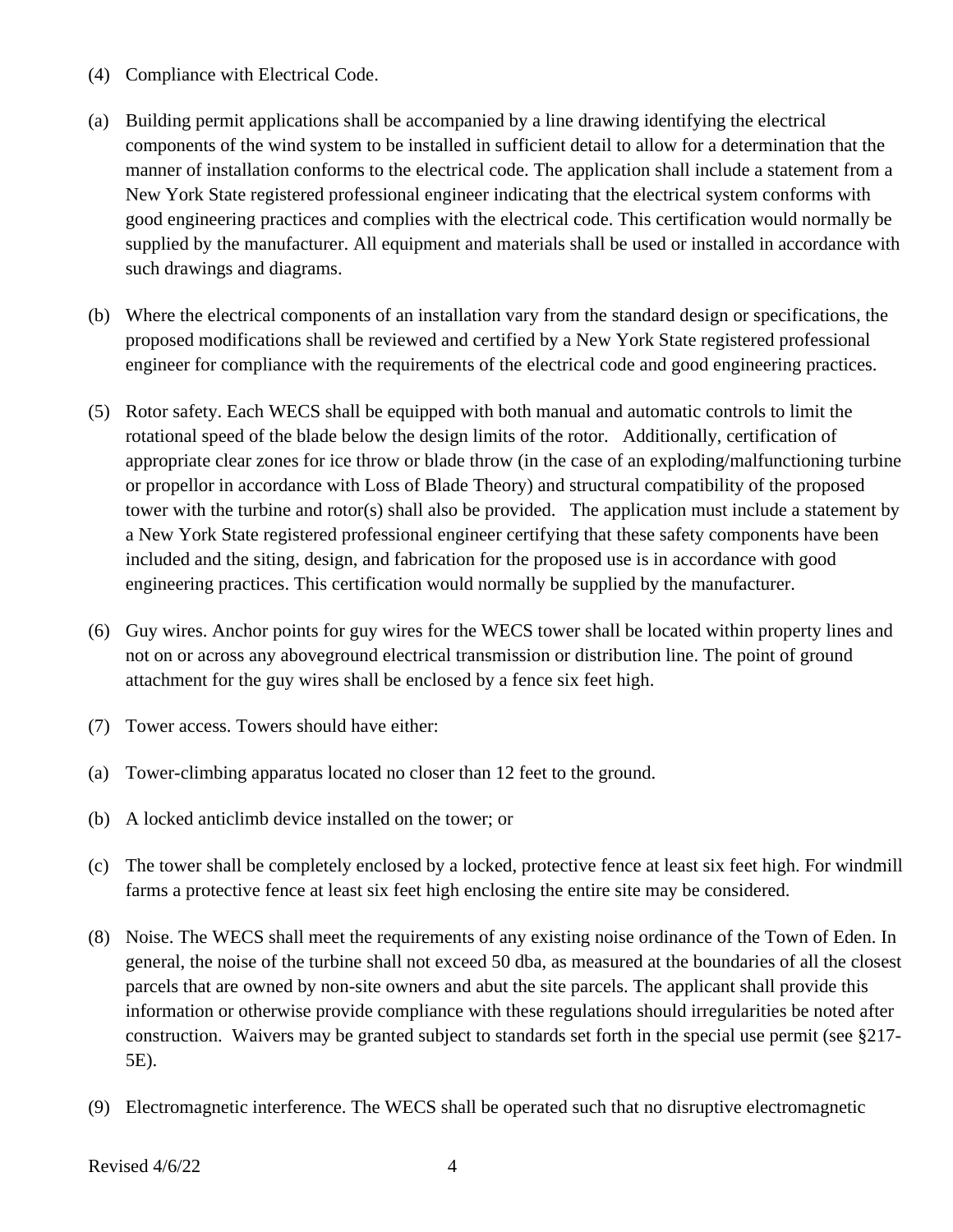(4) Compliance with Electrical Code.

(a) Building permit applications shall be accompanied by a line drawing identifying the electrical components of the wind system to be installed in sufficient detail to allow for a determination that the manner of installation conforms to the electrical code. The application shall include a statement from a New York State registered professional engineer indicating that the electrical system conforms with good engineering practices and complies with the electrical code. This certification would normally be supplied by the manufacturer. All equipment and materials shall be used or installed in accordance with such drawings and diagrams.

(b) Where the electrical components of an installation vary from the standard design or specifications, the proposed modifications shall be reviewed and certified by a New York State registered professional engineer for compliance with the requirements of the electrical code and good engineering practices.

(5) Rotor safety. Each WECS shall be equipped with both manual and automatic controls to limit the rotational speed of the blade below the design limits of the rotor. Additionally, certification of appropriate clear zones for ice throw or blade throw (in the case of an exploding/malfunctioning turbine or propellor in accordance with Loss of Blade Theory) and structural compatibility of the proposed tower with the turbine and rotor(s) shall also be provided. The application must include a statement by a New York State registered professional engineer certifying that these safety components have been included and the siting, design, and fabrication for the proposed use is in accordance with good engineering practices. This certification would normally be supplied by the manufacturer.

(6) Guy wires. Anchor points for guy wires for the WECS tower shall be located within property lines and not on or across any aboveground electrical transmission or distribution line. The point of ground attachment for the guy wires shall be enclosed by a fence six feet high.

(7) Tower access. Towers should have either:

(a) Tower-climbing apparatus located no closer than 12 feet to the ground.

(b) A locked anticlimb device installed on the tower; or

(c) The tower shall be completely enclosed by a locked, protective fence at least six feet high. For windmill farms a protective fence at least six feet high enclosing the entire site may be considered.

(8) Noise. The WECS shall meet the requirements of any existing noise ordinance of the Town of Eden. In general, the noise of the turbine shall not exceed 50 dba, as measured at the boundaries of all the closest parcels that are owned by non-site owners and abut the site parcels. The applicant shall provide this information or otherwise provide compliance with these regulations should irregularities be noted after construction. Waivers may be granted subject to standards set forth in the special use permit (see §217-5E).

(9) Electromagnetic interference. The WECS shall be operated such that no disruptive electromagnetic

Revised 4/6/22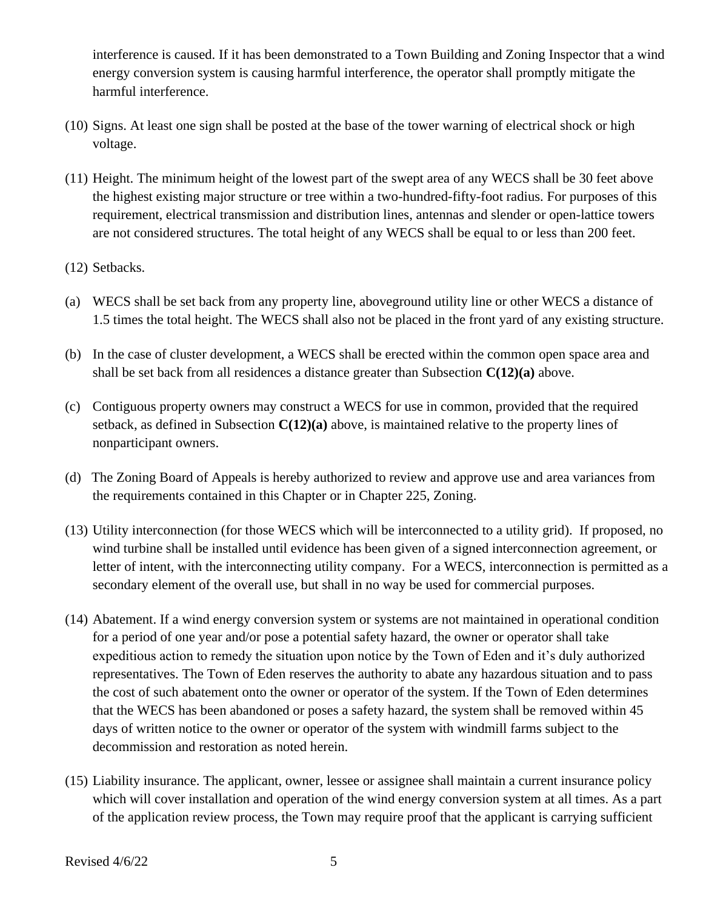interference is caused. If it has been demonstrated to a Town Building and Zoning Inspector that a wind energy conversion system is causing harmful interference, the operator shall promptly mitigate the harmful interference.

(10) Signs. At least one sign shall be posted at the base of the tower warning of electrical shock or high voltage.

(11) Height. The minimum height of the lowest part of the swept area of any WECS shall be 30 feet above the highest existing major structure or tree within a two-hundred-fifty-foot radius. For purposes of this requirement, electrical transmission and distribution lines, antennas and slender or open-lattice towers are not considered structures. The total height of any WECS shall be equal to or less than 200 feet.

(12) Setbacks.

(a) WECS shall be set back from any property line, aboveground utility line or other WECS a distance of 1.5 times the total height. The WECS shall also not be placed in the front yard of any existing structure.

(b) In the case of cluster development, a WECS shall be erected within the common open space area and shall be set back from all residences a distance greater than Subsection **C(12)(a)** above.

(c) Contiguous property owners may construct a WECS for use in common, provided that the required setback, as defined in Subsection **C(12)(a)** above, is maintained relative to the property lines of nonparticipant owners.

(d) The Zoning Board of Appeals is hereby authorized to review and approve use and area variances from the requirements contained in this Chapter or in Chapter 225, Zoning.

(13) Utility interconnection (for those WECS which will be interconnected to a utility grid). If proposed, no wind turbine shall be installed until evidence has been given of a signed interconnection agreement, or letter of intent, with the interconnecting utility company. For a WECS, interconnection is permitted as a secondary element of the overall use, but shall in no way be used for commercial purposes.

(14) Abatement. If a wind energy conversion system or systems are not maintained in operational condition for a period of one year and/or pose a potential safety hazard, the owner or operator shall take expeditious action to remedy the situation upon notice by the Town of Eden and it's duly authorized representatives. The Town of Eden reserves the authority to abate any hazardous situation and to pass the cost of such abatement onto the owner or operator of the system. If the Town of Eden determines that the WECS has been abandoned or poses a safety hazard, the system shall be removed within 45 days of written notice to the owner or operator of the system with windmill farms subject to the decommission and restoration as noted herein.

(15) Liability insurance. The applicant, owner, lessee or assignee shall maintain a current insurance policy which will cover installation and operation of the wind energy conversion system at all times. As a part of the application review process, the Town may require proof that the applicant is carrying sufficient

Revised 4/6/22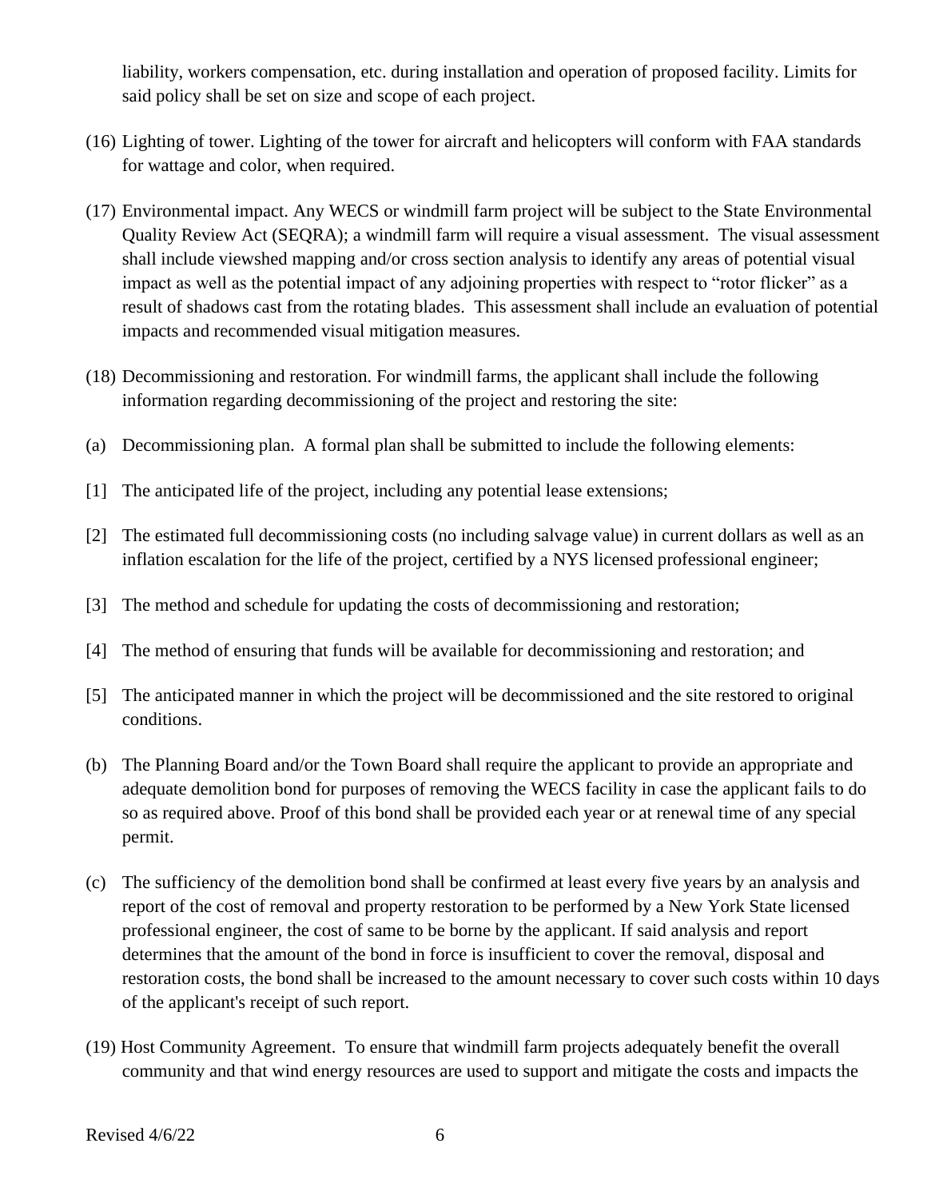liability, workers compensation, etc. during installation and operation of proposed facility. Limits for said policy shall be set on size and scope of each project.

(16) Lighting of tower. Lighting of the tower for aircraft and helicopters will conform with FAA standards for wattage and color, when required.

(17) Environmental impact. Any WECS or windmill farm project will be subject to the State Environmental Quality Review Act (SEQRA); a windmill farm will require a visual assessment. The visual assessment shall include viewshed mapping and/or cross section analysis to identify any areas of potential visual impact as well as the potential impact of any adjoining properties with respect to "rotor flicker" as a result of shadows cast from the rotating blades. This assessment shall include an evaluation of potential impacts and recommended visual mitigation measures.

(18) Decommissioning and restoration. For windmill farms, the applicant shall include the following information regarding decommissioning of the project and restoring the site:

(a) Decommissioning plan. A formal plan shall be submitted to include the following elements:

[1] The anticipated life of the project, including any potential lease extensions;

[2] The estimated full decommissioning costs (no including salvage value) in current dollars as well as an inflation escalation for the life of the project, certified by a NYS licensed professional engineer;

[3] The method and schedule for updating the costs of decommissioning and restoration;

[4] The method of ensuring that funds will be available for decommissioning and restoration; and

[5] The anticipated manner in which the project will be decommissioned and the site restored to original conditions.

(b) The Planning Board and/or the Town Board shall require the applicant to provide an appropriate and adequate demolition bond for purposes of removing the WECS facility in case the applicant fails to do so as required above. Proof of this bond shall be provided each year or at renewal time of any special permit.

(c) The sufficiency of the demolition bond shall be confirmed at least every five years by an analysis and report of the cost of removal and property restoration to be performed by a New York State licensed professional engineer, the cost of same to be borne by the applicant. If said analysis and report determines that the amount of the bond in force is insufficient to cover the removal, disposal and restoration costs, the bond shall be increased to the amount necessary to cover such costs within 10 days of the applicant's receipt of such report.

(19) Host Community Agreement. To ensure that windmill farm projects adequately benefit the overall community and that wind energy resources are used to support and mitigate the costs and impacts the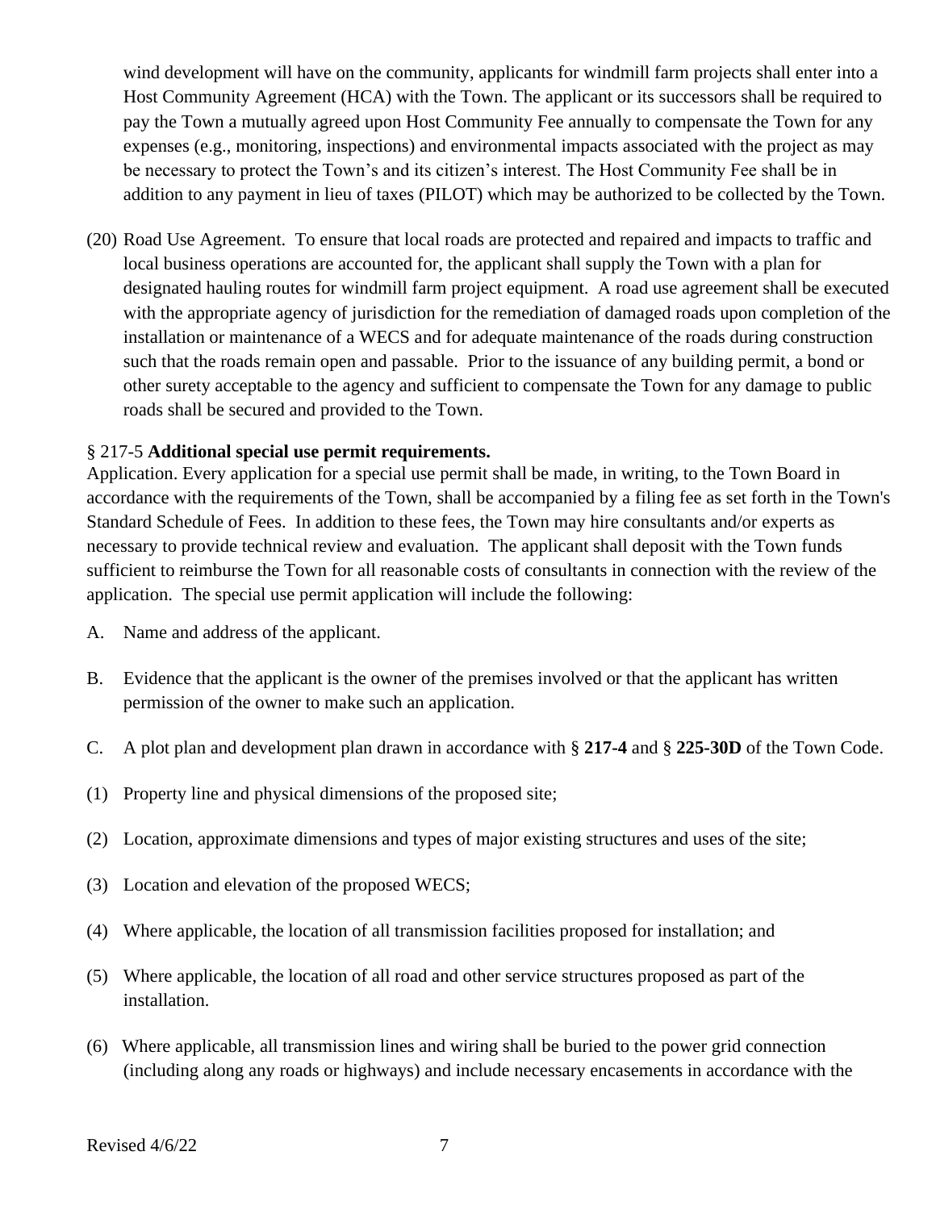wind development will have on the community, applicants for windmill farm projects shall enter into a Host Community Agreement (HCA) with the Town. The applicant or its successors shall be required to pay the Town a mutually agreed upon Host Community Fee annually to compensate the Town for any expenses (e.g., monitoring, inspections) and environmental impacts associated with the project as may be necessary to protect the Town's and its citizen's interest. The Host Community Fee shall be in addition to any payment in lieu of taxes (PILOT) which may be authorized to be collected by the Town.

(20) Road Use Agreement. To ensure that local roads are protected and repaired and impacts to traffic and local business operations are accounted for, the applicant shall supply the Town with a plan for designated hauling routes for windmill farm project equipment. A road use agreement shall be executed with the appropriate agency of jurisdiction for the remediation of damaged roads upon completion of the installation or maintenance of a WECS and for adequate maintenance of the roads during construction such that the roads remain open and passable. Prior to the issuance of any building permit, a bond or other surety acceptable to the agency and sufficient to compensate the Town for any damage to public roads shall be secured and provided to the Town.

§ 217-5 **Additional special use permit requirements.**

Application. Every application for a special use permit shall be made, in writing, to the Town Board in accordance with the requirements of the Town, shall be accompanied by a filing fee as set forth in the Town's Standard Schedule of Fees. In addition to these fees, the Town may hire consultants and/or experts as necessary to provide technical review and evaluation. The applicant shall deposit with the Town funds sufficient to reimburse the Town for all reasonable costs of consultants in connection with the review of the application. The special use permit application will include the following:

A. Name and address of the applicant.

B. Evidence that the applicant is the owner of the premises involved or that the applicant has written permission of the owner to make such an application.

C. A plot plan and development plan drawn in accordance with § **217-4** and § **225-30D** of the Town Code.

(1) Property line and physical dimensions of the proposed site;

(2) Location, approximate dimensions and types of major existing structures and uses of the site;

(3) Location and elevation of the proposed WECS;

(4) Where applicable, the location of all transmission facilities proposed for installation; and

(5) Where applicable, the location of all road and other service structures proposed as part of the installation.

(6) Where applicable, all transmission lines and wiring shall be buried to the power grid connection (including along any roads or highways) and include necessary encasements in accordance with the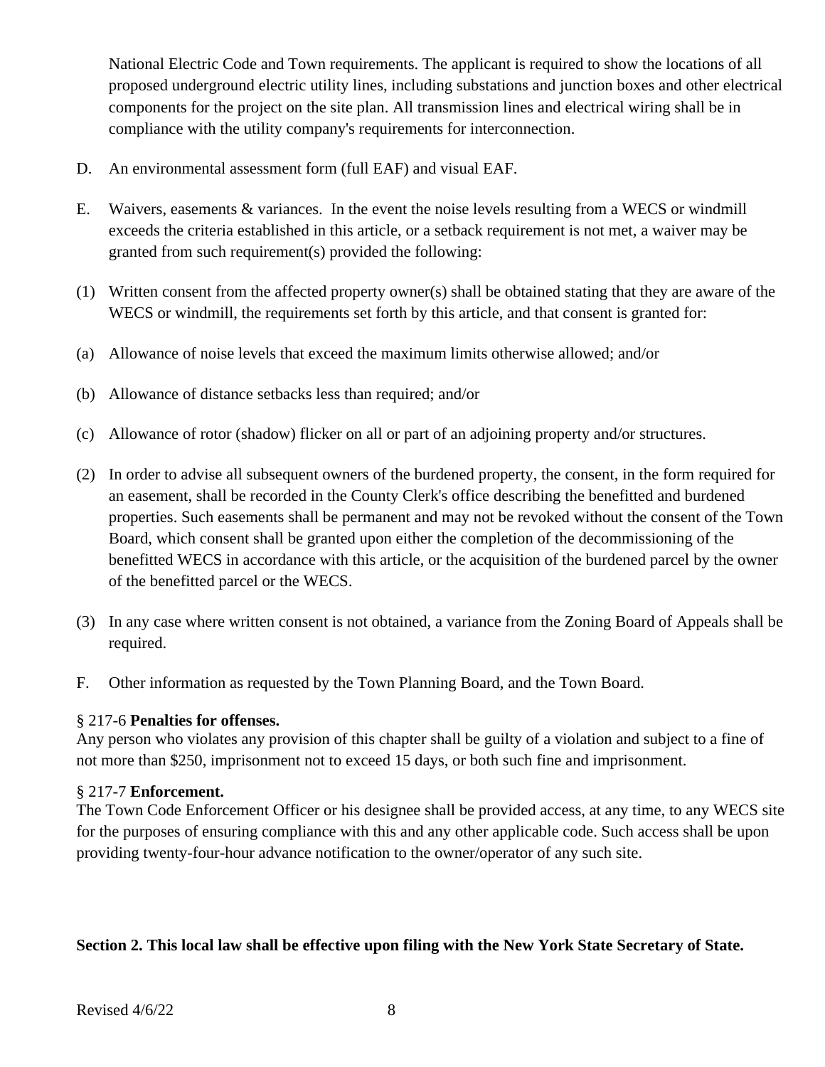National Electric Code and Town requirements. The applicant is required to show the locations of all proposed underground electric utility lines, including substations and junction boxes and other electrical components for the project on the site plan. All transmission lines and electrical wiring shall be in compliance with the utility company's requirements for interconnection.

D. An environmental assessment form (full EAF) and visual EAF.

E. Waivers, easements & variances. In the event the noise levels resulting from a WECS or windmill exceeds the criteria established in this article, or a setback requirement is not met, a waiver may be granted from such requirement(s) provided the following:

(1) Written consent from the affected property owner(s) shall be obtained stating that they are aware of the WECS or windmill, the requirements set forth by this article, and that consent is granted for:

(a) Allowance of noise levels that exceed the maximum limits otherwise allowed; and/or

(b) Allowance of distance setbacks less than required; and/or

(c) Allowance of rotor (shadow) flicker on all or part of an adjoining property and/or structures.

(2) In order to advise all subsequent owners of the burdened property, the consent, in the form required for an easement, shall be recorded in the County Clerk's office describing the benefitted and burdened properties. Such easements shall be permanent and may not be revoked without the consent of the Town Board, which consent shall be granted upon either the completion of the decommissioning of the benefitted WECS in accordance with this article, or the acquisition of the burdened parcel by the owner of the benefitted parcel or the WECS.

(3) In any case where written consent is not obtained, a variance from the Zoning Board of Appeals shall be required.

F. Other information as requested by the Town Planning Board, and the Town Board.

§ 217-6 **Penalties for offenses.**
Any person who violates any provision of this chapter shall be guilty of a violation and subject to a fine of not more than $250, imprisonment not to exceed 15 days, or both such fine and imprisonment.

§ 217-7 **Enforcement.**
The Town Code Enforcement Officer or his designee shall be provided access, at any time, to any WECS site for the purposes of ensuring compliance with this and any other applicable code. Such access shall be upon providing twenty-four-hour advance notification to the owner/operator of any such site.

**Section 2. This local law shall be effective upon filing with the New York State Secretary of State.**

Revised 4/6/22